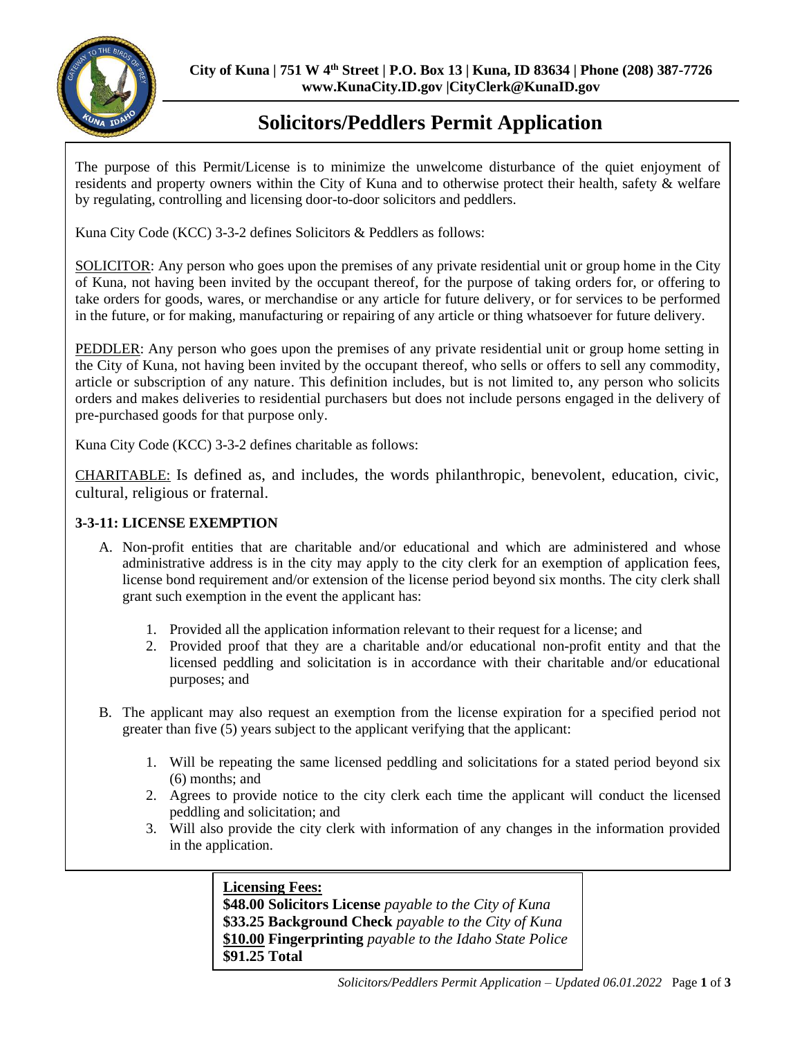City of Kuna | 751 W 4th Street | P.O. Box 13 | Kuna, ID 83634 | Phone (208) 387-7726
www.KunaCity.ID.gov |CityClerk@KunaID.gov

# Solicitors/Peddlers Permit Application

The purpose of this Permit/License is to minimize the unwelcome disturbance of the quiet enjoyment of residents and property owners within the City of Kuna and to otherwise protect their health, safety & welfare by regulating, controlling and licensing door-to-door solicitors and peddlers.

Kuna City Code (KCC) 3-3-2 defines Solicitors & Peddlers as follows:

SOLICITOR: Any person who goes upon the premises of any private residential unit or group home in the City of Kuna, not having been invited by the occupant thereof, for the purpose of taking orders for, or offering to take orders for goods, wares, or merchandise or any article for future delivery, or for services to be performed in the future, or for making, manufacturing or repairing of any article or thing whatsoever for future delivery.

PEDDLER: Any person who goes upon the premises of any private residential unit or group home setting in the City of Kuna, not having been invited by the occupant thereof, who sells or offers to sell any commodity, article or subscription of any nature. This definition includes, but is not limited to, any person who solicits orders and makes deliveries to residential purchasers but does not include persons engaged in the delivery of pre-purchased goods for that purpose only.

Kuna City Code (KCC) 3-3-2 defines charitable as follows:

CHARITABLE: Is defined as, and includes, the words philanthropic, benevolent, education, civic, cultural, religious or fraternal.

**3-3-11: LICENSE EXEMPTION**

A. Non-profit entities that are charitable and/or educational and which are administered and whose administrative address is in the city may apply to the city clerk for an exemption of application fees, license bond requirement and/or extension of the license period beyond six months. The city clerk shall grant such exemption in the event the applicant has:

   1. Provided all the application information relevant to their request for a license; and
   2. Provided proof that they are a charitable and/or educational non-profit entity and that the licensed peddling and solicitation is in accordance with their charitable and/or educational purposes; and

B. The applicant may also request an exemption from the license expiration for a specified period not greater than five (5) years subject to the applicant verifying that the applicant:

   1. Will be repeating the same licensed peddling and solicitations for a stated period beyond six (6) months; and
   2. Agrees to provide notice to the city clerk each time the applicant will conduct the licensed peddling and solicitation; and
   3. Will also provide the city clerk with information of any changes in the information provided in the application.

**Licensing Fees:**
**$48.00 Solicitors License** *payable to the City of Kuna*
**$33.25 Background Check** *payable to the City of Kuna*
**$10.00 Fingerprinting** *payable to the Idaho State Police*
**$91.25 Total**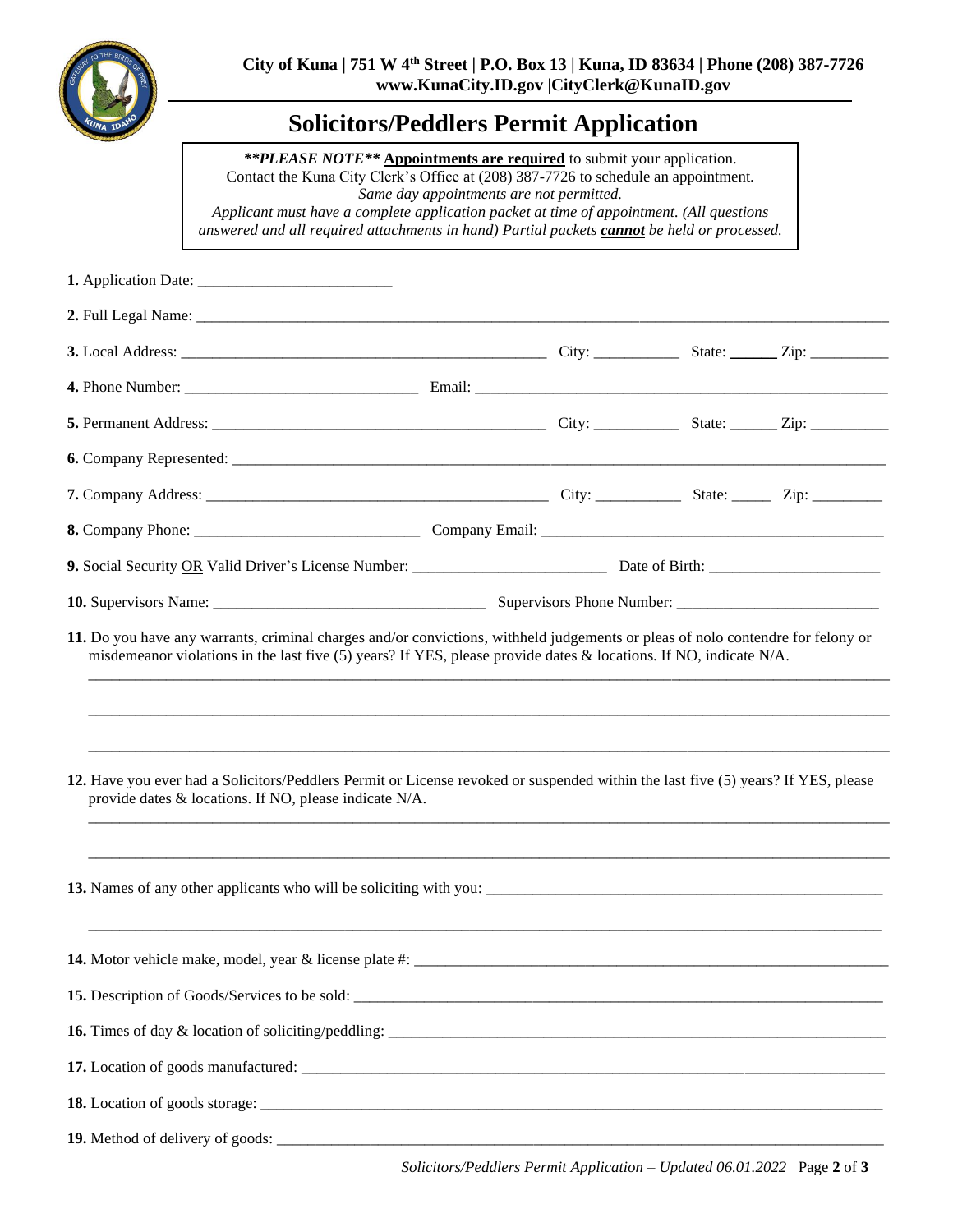**City of Kuna | 751 W 4th Street | P.O. Box 13 | Kuna, ID 83634 | Phone (208) 387-7726**
**www.KunaCity.ID.gov |CityClerk@KunaID.gov**

# Solicitors/Peddlers Permit Application

> ***\*\*PLEASE NOTE\*\**** **Appointments are required** to submit your application.
> Contact the Kuna City Clerk's Office at (208) 387-7726 to schedule an appointment.
> *Same day appointments are not permitted.*
> *Applicant must have a complete application packet at time of appointment. (All questions answered and all required attachments in hand) Partial packets **cannot** be held or processed.*

**1.** Application Date: ________________________

**2.** Full Legal Name: ________________________________________________________________

**3.** Local Address: ____________________________________ City: __________ State: ______ Zip: __________

**4.** Phone Number: ____________________________ Email: ____________________________________________

**5.** Permanent Address: ________________________________ City: __________ State: ______ Zip: __________

**6.** Company Represented: ______________________________________________________________

**7.** Company Address: _________________________________ City: __________ State: _____ Zip: _________

**8.** Company Phone: ___________________________ Company Email: _____________________________________

**9.** Social Security OR Valid Driver's License Number: ________________________ Date of Birth: _____________________

**10.** Supervisors Name: _________________________________ Supervisors Phone Number: _________________________

**11.** Do you have any warrants, criminal charges and/or convictions, withheld judgements or pleas of nolo contendre for felony or misdemeanor violations in the last five (5) years? If YES, please provide dates & locations. If NO, indicate N/A.

____________________________________________________________________________________

____________________________________________________________________________________

____________________________________________________________________________________

**12.** Have you ever had a Solicitors/Peddlers Permit or License revoked or suspended within the last five (5) years? If YES, please provide dates & locations. If NO, please indicate N/A.

____________________________________________________________________________________

____________________________________________________________________________________

**13.** Names of any other applicants who will be soliciting with you: _____________________________________________

____________________________________________________________________________________

**14.** Motor vehicle make, model, year & license plate #: _______________________________________________

**15.** Description of Goods/Services to be sold: __________________________________________________

**16.** Times of day & location of soliciting/peddling: ______________________________________________

**17.** Location of goods manufactured: ________________________________________________________

**18.** Location of goods storage: _____________________________________________________________

**19.** Method of delivery of goods: ___________________________________________________________

*Solicitors/Peddlers Permit Application – Updated 06.01.2022*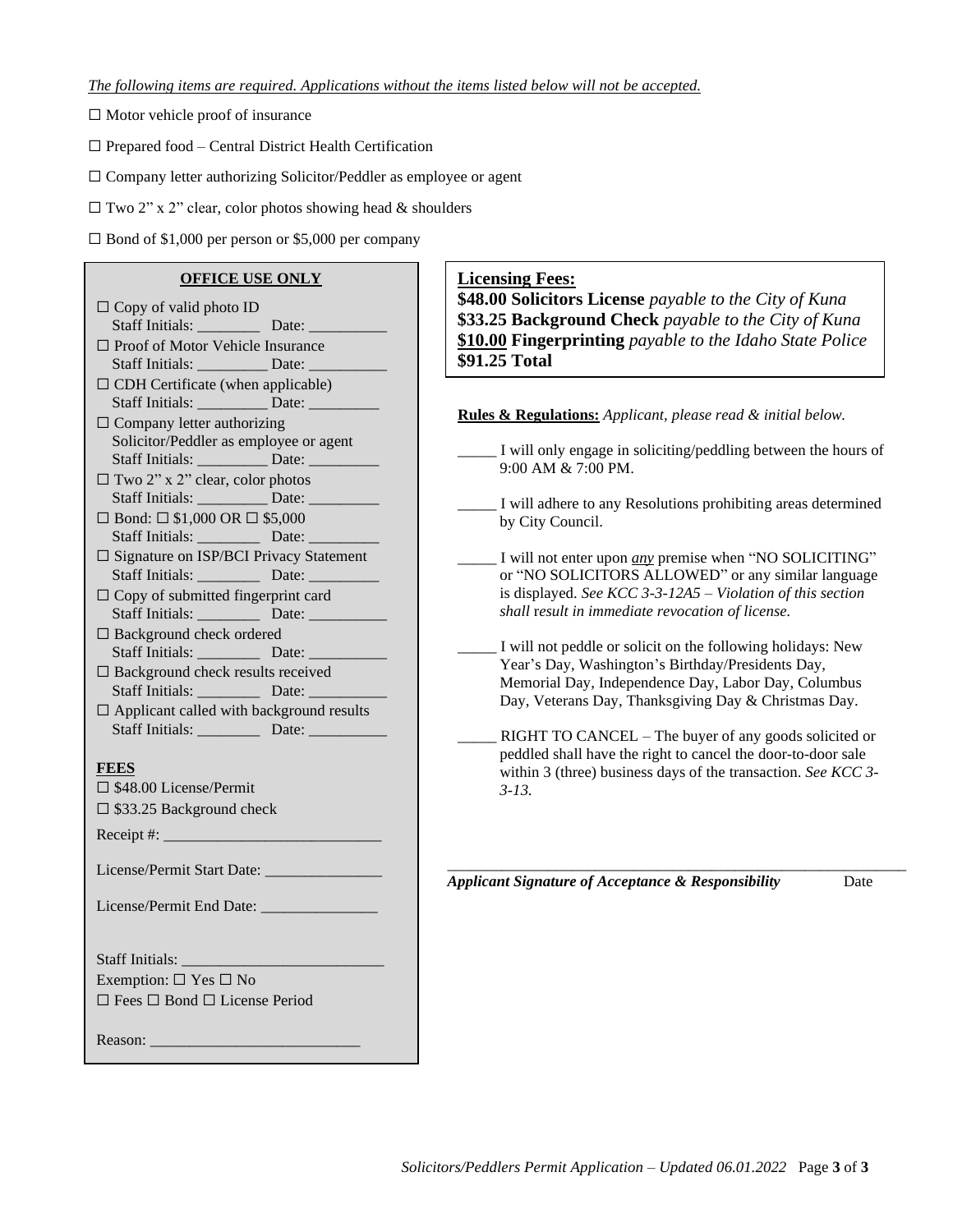*The following items are required. Applications without the items listed below will not be accepted.*

☐ Motor vehicle proof of insurance

☐ Prepared food – Central District Health Certification

☐ Company letter authorizing Solicitor/Peddler as employee or agent

☐ Two 2" x 2" clear, color photos showing head & shoulders

☐ Bond of $1,000 per person or $5,000 per company

**OFFICE USE ONLY**

☐ Copy of valid photo ID
Staff Initials: ________ Date: __________

☐ Proof of Motor Vehicle Insurance
Staff Initials: _________ Date: __________

☐ CDH Certificate (when applicable)
Staff Initials: _________ Date: _________

☐ Company letter authorizing Solicitor/Peddler as employee or agent
Staff Initials: _________ Date: _________

☐ Two 2" x 2" clear, color photos
Staff Initials: _________ Date: _________

☐ Bond: ☐ $1,000 OR ☐ $5,000
Staff Initials: ________ Date: _________

☐ Signature on ISP/BCI Privacy Statement
Staff Initials: ________ Date: _________

☐ Copy of submitted fingerprint card
Staff Initials: ________ Date: __________

☐ Background check ordered
Staff Initials: ________ Date: __________

☐ Background check results received
Staff Initials: ________ Date: __________

☐ Applicant called with background results
Staff Initials: ________ Date: __________

**FEES**

☐ $48.00 License/Permit

☐ $33.25 Background check

Receipt #: ____________________________

License/Permit Start Date: _______________

License/Permit End Date: _______________

Staff Initials: __________________________

Exemption: ☐ Yes ☐ No

☐ Fees ☐ Bond ☐ License Period

Reason: ___________________________

**Licensing Fees:**

**$48.00 Solicitors License** *payable to the City of Kuna*
**$33.25 Background Check** *payable to the City of Kuna*
**$10.00 Fingerprinting** *payable to the Idaho State Police*
**$91.25 Total**

**Rules & Regulations:** *Applicant, please read & initial below.*

_____ I will only engage in soliciting/peddling between the hours of 9:00 AM & 7:00 PM.

_____ I will adhere to any Resolutions prohibiting areas determined by City Council.

_____ I will not enter upon ***any*** premise when "NO SOLICITING" or "NO SOLICITORS ALLOWED" or any similar language is displayed. *See KCC 3-3-12A5 – Violation of this section shall result in immediate revocation of license.*

_____ I will not peddle or solicit on the following holidays: New Year's Day, Washington's Birthday/Presidents Day, Memorial Day, Independence Day, Labor Day, Columbus Day, Veterans Day, Thanksgiving Day & Christmas Day.

_____ RIGHT TO CANCEL – The buyer of any goods solicited or peddled shall have the right to cancel the door-to-door sale within 3 (three) business days of the transaction. *See KCC 3-3-13.*

______________________________________________________________

***Applicant Signature of Acceptance & Responsibility*** Date

*Solicitors/Peddlers Permit Application – Updated 06.01.2022*